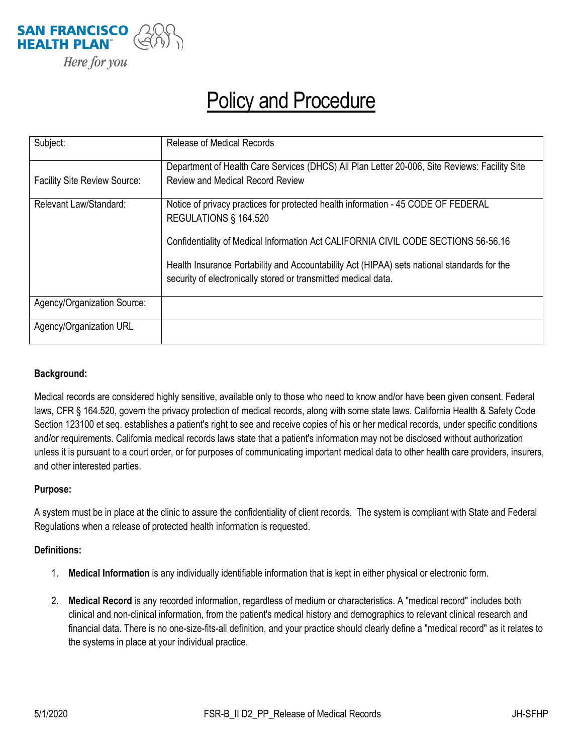SAN FRANCISCO HEALTH PLAN

*Here for you*

# Policy and Procedure

| Subject: | Release of Medical Records |
|---|---|
| Facility Site Review Source: | Department of Health Care Services (DHCS) All Plan Letter 20-006, Site Reviews: Facility Site Review and Medical Record Review |
| Relevant Law/Standard: | Notice of privacy practices for protected health information - 45 CODE OF FEDERAL REGULATIONS § 164.520<br><br>Confidentiality of Medical Information Act CALIFORNIA CIVIL CODE SECTIONS 56-56.16<br><br>Health Insurance Portability and Accountability Act (HIPAA) sets national standards for the security of electronically stored or transmitted medical data. |
| Agency/Organization Source: | |
| Agency/Organization URL | |

**Background:**

Medical records are considered highly sensitive, available only to those who need to know and/or have been given consent. Federal laws, CFR § 164.520, govern the privacy protection of medical records, along with some state laws. California Health & Safety Code Section 123100 et seq. establishes a patient's right to see and receive copies of his or her medical records, under specific conditions and/or requirements. California medical records laws state that a patient's information may not be disclosed without authorization unless it is pursuant to a court order, or for purposes of communicating important medical data to other health care providers, insurers, and other interested parties.

**Purpose:**

A system must be in place at the clinic to assure the confidentiality of client records. The system is compliant with State and Federal Regulations when a release of protected health information is requested.

**Definitions:**

1. **Medical Information** is any individually identifiable information that is kept in either physical or electronic form.

2. **Medical Record** is any recorded information, regardless of medium or characteristics. A "medical record" includes both clinical and non-clinical information, from the patient's medical history and demographics to relevant clinical research and financial data. There is no one-size-fits-all definition, and your practice should clearly define a "medical record" as it relates to the systems in place at your individual practice.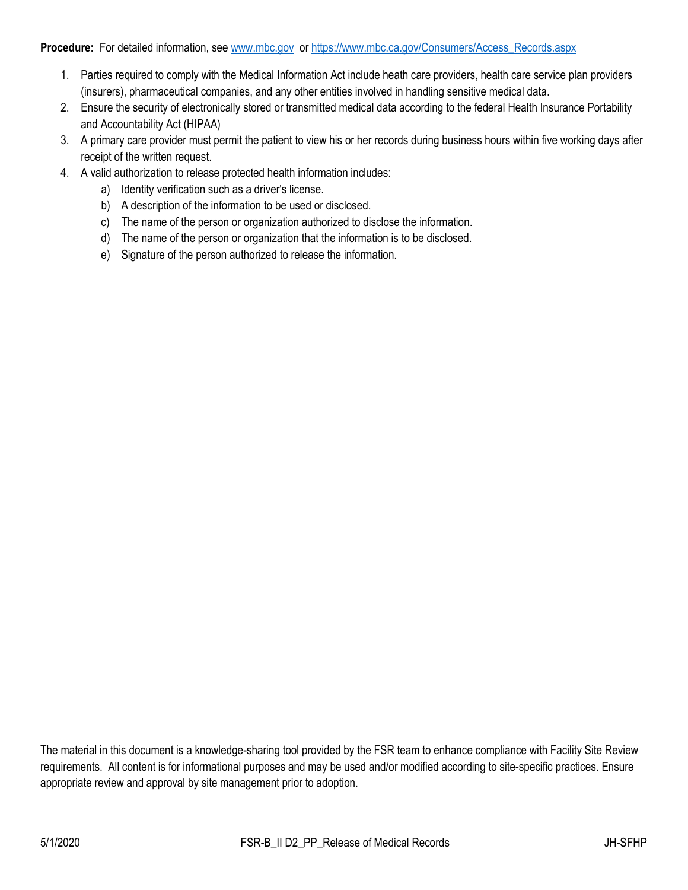**Procedure:** For detailed information, see [www.mbc.gov](http://www.mbc.gov) or [https://www.mbc.ca.gov/Consumers/Access_Records.aspx](https://www.mbc.ca.gov/Consumers/Access_Records.aspx)

1. Parties required to comply with the Medical Information Act include heath care providers, health care service plan providers (insurers), pharmaceutical companies, and any other entities involved in handling sensitive medical data.
2. Ensure the security of electronically stored or transmitted medical data according to the federal Health Insurance Portability and Accountability Act (HIPAA)
3. A primary care provider must permit the patient to view his or her records during business hours within five working days after receipt of the written request.
4. A valid authorization to release protected health information includes:
   a) Identity verification such as a driver's license.
   b) A description of the information to be used or disclosed.
   c) The name of the person or organization authorized to disclose the information.
   d) The name of the person or organization that the information is to be disclosed.
   e) Signature of the person authorized to release the information.

The material in this document is a knowledge-sharing tool provided by the FSR team to enhance compliance with Facility Site Review requirements. All content is for informational purposes and may be used and/or modified according to site-specific practices. Ensure appropriate review and approval by site management prior to adoption.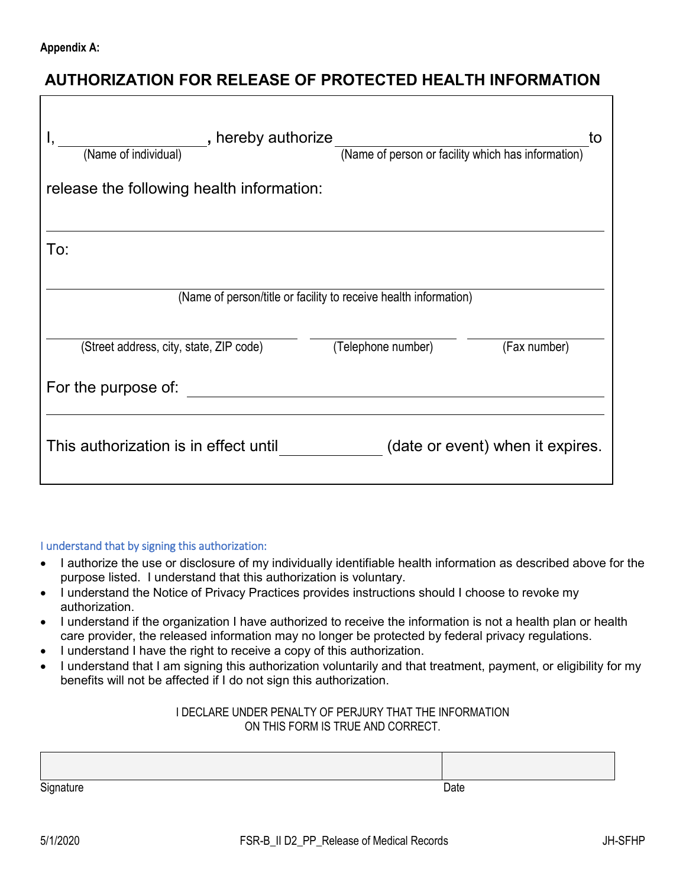**Appendix A:**

# AUTHORIZATION FOR RELEASE OF PROTECTED HEALTH INFORMATION

I, ____________________ , hereby authorize ________________________________ to
(Name of individual) (Name of person or facility which has information)

release the following health information:

_______________________________________________________________

To:

_______________________________________________________________
(Name of person/title or facility to receive health information)

______________________________ ________________ ________________
(Street address, city, state, ZIP code) (Telephone number) (Fax number)

For the purpose of: _______________________________________________

_______________________________________________________________

This authorization is in effect until ____________ (date or event) when it expires.

I understand that by signing this authorization:

- I authorize the use or disclosure of my individually identifiable health information as described above for the purpose listed. I understand that this authorization is voluntary.
- I understand the Notice of Privacy Practices provides instructions should I choose to revoke my authorization.
- I understand if the organization I have authorized to receive the information is not a health plan or health care provider, the released information may no longer be protected by federal privacy regulations.
- I understand I have the right to receive a copy of this authorization.
- I understand that I am signing this authorization voluntarily and that treatment, payment, or eligibility for my benefits will not be affected if I do not sign this authorization.

I DECLARE UNDER PENALTY OF PERJURY THAT THE INFORMATION
ON THIS FORM IS TRUE AND CORRECT.

| | |
|---|---|
| | |
| Signature | Date |

5/1/2020 FSR-B_II D2_PP_Release of Medical Records JH-SFHP